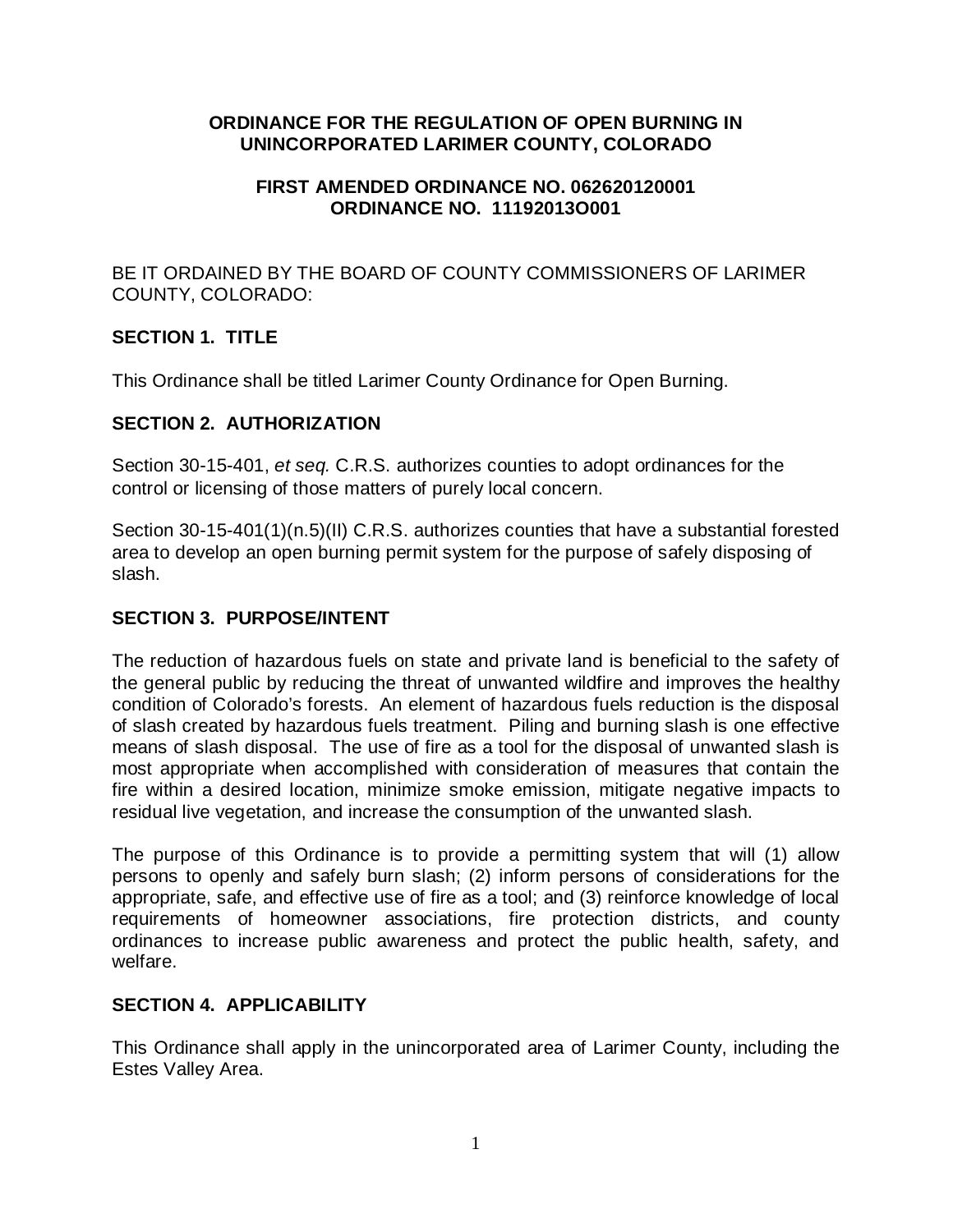# ORDINANCE FOR THE REGULATION OF OPEN BURNING IN UNINCORPORATED LARIMER COUNTY, COLORADO

## FIRST AMENDED ORDINANCE NO. 062620120001
## ORDINANCE NO. 11192013O001

BE IT ORDAINED BY THE BOARD OF COUNTY COMMISSIONERS OF LARIMER COUNTY, COLORADO:

### SECTION 1. TITLE

This Ordinance shall be titled Larimer County Ordinance for Open Burning.

### SECTION 2. AUTHORIZATION

Section 30-15-401, *et seq.* C.R.S. authorizes counties to adopt ordinances for the control or licensing of those matters of purely local concern.

Section 30-15-401(1)(n.5)(II) C.R.S. authorizes counties that have a substantial forested area to develop an open burning permit system for the purpose of safely disposing of slash.

### SECTION 3. PURPOSE/INTENT

The reduction of hazardous fuels on state and private land is beneficial to the safety of the general public by reducing the threat of unwanted wildfire and improves the healthy condition of Colorado's forests. An element of hazardous fuels reduction is the disposal of slash created by hazardous fuels treatment. Piling and burning slash is one effective means of slash disposal. The use of fire as a tool for the disposal of unwanted slash is most appropriate when accomplished with consideration of measures that contain the fire within a desired location, minimize smoke emission, mitigate negative impacts to residual live vegetation, and increase the consumption of the unwanted slash.

The purpose of this Ordinance is to provide a permitting system that will (1) allow persons to openly and safely burn slash; (2) inform persons of considerations for the appropriate, safe, and effective use of fire as a tool; and (3) reinforce knowledge of local requirements of homeowner associations, fire protection districts, and county ordinances to increase public awareness and protect the public health, safety, and welfare.

### SECTION 4. APPLICABILITY

This Ordinance shall apply in the unincorporated area of Larimer County, including the Estes Valley Area.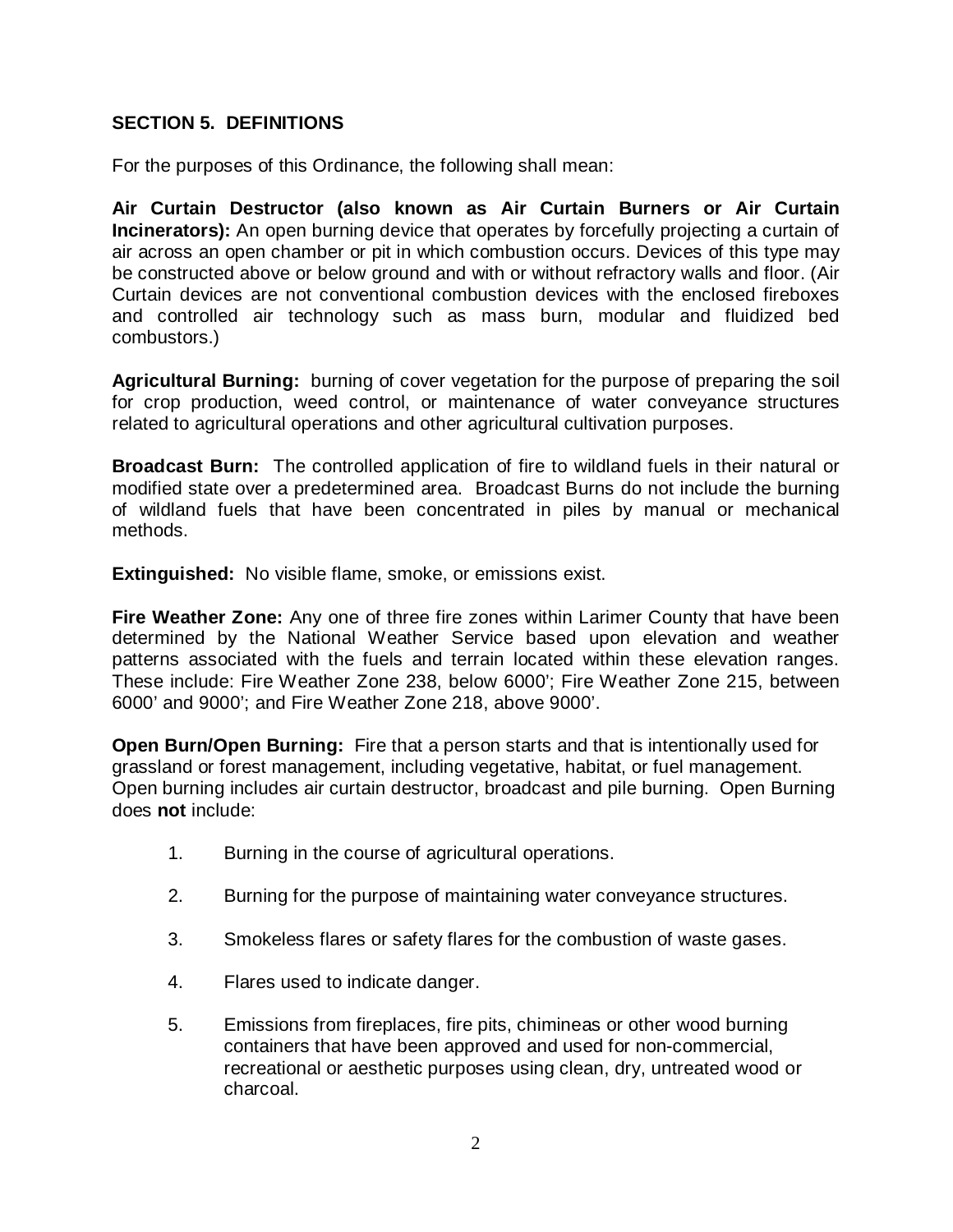## SECTION 5. DEFINITIONS

For the purposes of this Ordinance, the following shall mean:

**Air Curtain Destructor (also known as Air Curtain Burners or Air Curtain Incinerators):** An open burning device that operates by forcefully projecting a curtain of air across an open chamber or pit in which combustion occurs. Devices of this type may be constructed above or below ground and with or without refractory walls and floor. (Air Curtain devices are not conventional combustion devices with the enclosed fireboxes and controlled air technology such as mass burn, modular and fluidized bed combustors.)

**Agricultural Burning:** burning of cover vegetation for the purpose of preparing the soil for crop production, weed control, or maintenance of water conveyance structures related to agricultural operations and other agricultural cultivation purposes.

**Broadcast Burn:** The controlled application of fire to wildland fuels in their natural or modified state over a predetermined area. Broadcast Burns do not include the burning of wildland fuels that have been concentrated in piles by manual or mechanical methods.

**Extinguished:** No visible flame, smoke, or emissions exist.

**Fire Weather Zone:** Any one of three fire zones within Larimer County that have been determined by the National Weather Service based upon elevation and weather patterns associated with the fuels and terrain located within these elevation ranges. These include: Fire Weather Zone 238, below 6000'; Fire Weather Zone 215, between 6000' and 9000'; and Fire Weather Zone 218, above 9000'.

**Open Burn/Open Burning:** Fire that a person starts and that is intentionally used for grassland or forest management, including vegetative, habitat, or fuel management. Open burning includes air curtain destructor, broadcast and pile burning. Open Burning does **not** include:

1. Burning in the course of agricultural operations.
2. Burning for the purpose of maintaining water conveyance structures.
3. Smokeless flares or safety flares for the combustion of waste gases.
4. Flares used to indicate danger.
5. Emissions from fireplaces, fire pits, chimineas or other wood burning containers that have been approved and used for non-commercial, recreational or aesthetic purposes using clean, dry, untreated wood or charcoal.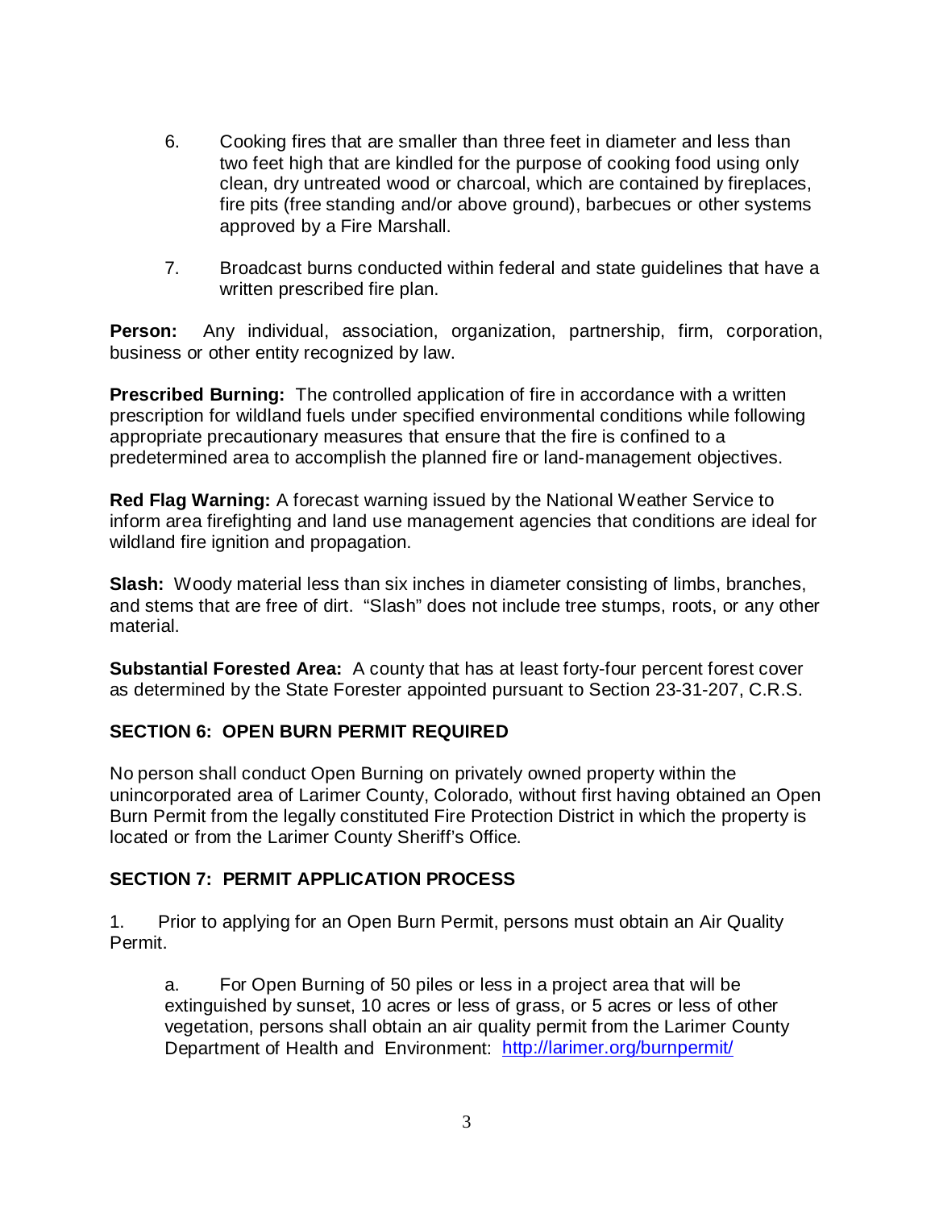6. Cooking fires that are smaller than three feet in diameter and less than two feet high that are kindled for the purpose of cooking food using only clean, dry untreated wood or charcoal, which are contained by fireplaces, fire pits (free standing and/or above ground), barbecues or other systems approved by a Fire Marshall.

7. Broadcast burns conducted within federal and state guidelines that have a written prescribed fire plan.

**Person:** Any individual, association, organization, partnership, firm, corporation, business or other entity recognized by law.

**Prescribed Burning:** The controlled application of fire in accordance with a written prescription for wildland fuels under specified environmental conditions while following appropriate precautionary measures that ensure that the fire is confined to a predetermined area to accomplish the planned fire or land-management objectives.

**Red Flag Warning:** A forecast warning issued by the National Weather Service to inform area firefighting and land use management agencies that conditions are ideal for wildland fire ignition and propagation.

**Slash:** Woody material less than six inches in diameter consisting of limbs, branches, and stems that are free of dirt. "Slash" does not include tree stumps, roots, or any other material.

**Substantial Forested Area:** A county that has at least forty-four percent forest cover as determined by the State Forester appointed pursuant to Section 23-31-207, C.R.S.

## SECTION 6: OPEN BURN PERMIT REQUIRED

No person shall conduct Open Burning on privately owned property within the unincorporated area of Larimer County, Colorado, without first having obtained an Open Burn Permit from the legally constituted Fire Protection District in which the property is located or from the Larimer County Sheriff's Office.

## SECTION 7: PERMIT APPLICATION PROCESS

1. Prior to applying for an Open Burn Permit, persons must obtain an Air Quality Permit.

   a. For Open Burning of 50 piles or less in a project area that will be extinguished by sunset, 10 acres or less of grass, or 5 acres or less of other vegetation, persons shall obtain an air quality permit from the Larimer County Department of Health and Environment: [http://larimer.org/burnpermit/](http://larimer.org/burnpermit/)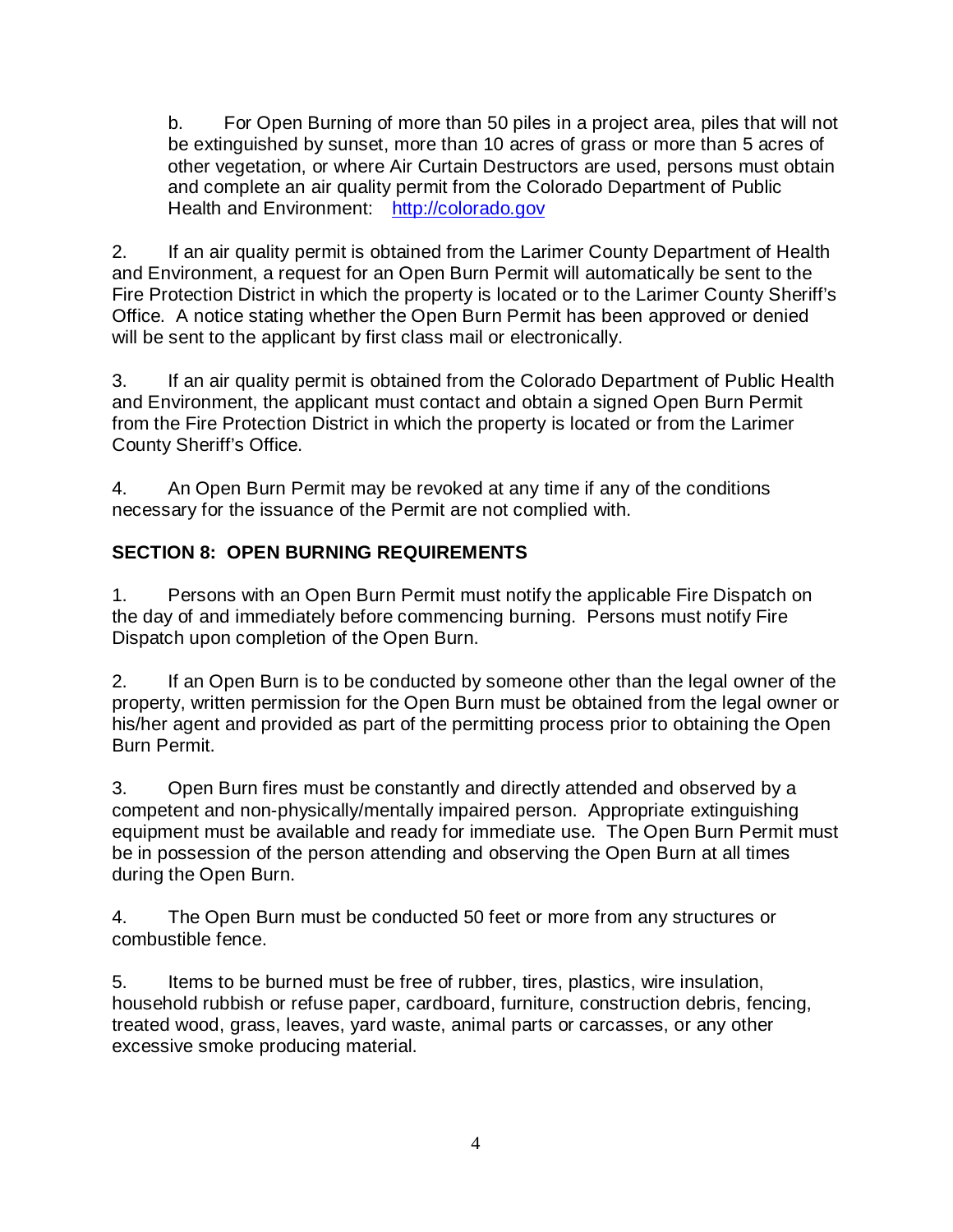b. For Open Burning of more than 50 piles in a project area, piles that will not be extinguished by sunset, more than 10 acres of grass or more than 5 acres of other vegetation, or where Air Curtain Destructors are used, persons must obtain and complete an air quality permit from the Colorado Department of Public Health and Environment: http://colorado.gov

2. If an air quality permit is obtained from the Larimer County Department of Health and Environment, a request for an Open Burn Permit will automatically be sent to the Fire Protection District in which the property is located or to the Larimer County Sheriff's Office. A notice stating whether the Open Burn Permit has been approved or denied will be sent to the applicant by first class mail or electronically.

3. If an air quality permit is obtained from the Colorado Department of Public Health and Environment, the applicant must contact and obtain a signed Open Burn Permit from the Fire Protection District in which the property is located or from the Larimer County Sheriff's Office.

4. An Open Burn Permit may be revoked at any time if any of the conditions necessary for the issuance of the Permit are not complied with.

## SECTION 8: OPEN BURNING REQUIREMENTS

1. Persons with an Open Burn Permit must notify the applicable Fire Dispatch on the day of and immediately before commencing burning. Persons must notify Fire Dispatch upon completion of the Open Burn.

2. If an Open Burn is to be conducted by someone other than the legal owner of the property, written permission for the Open Burn must be obtained from the legal owner or his/her agent and provided as part of the permitting process prior to obtaining the Open Burn Permit.

3. Open Burn fires must be constantly and directly attended and observed by a competent and non-physically/mentally impaired person. Appropriate extinguishing equipment must be available and ready for immediate use. The Open Burn Permit must be in possession of the person attending and observing the Open Burn at all times during the Open Burn.

4. The Open Burn must be conducted 50 feet or more from any structures or combustible fence.

5. Items to be burned must be free of rubber, tires, plastics, wire insulation, household rubbish or refuse paper, cardboard, furniture, construction debris, fencing, treated wood, grass, leaves, yard waste, animal parts or carcasses, or any other excessive smoke producing material.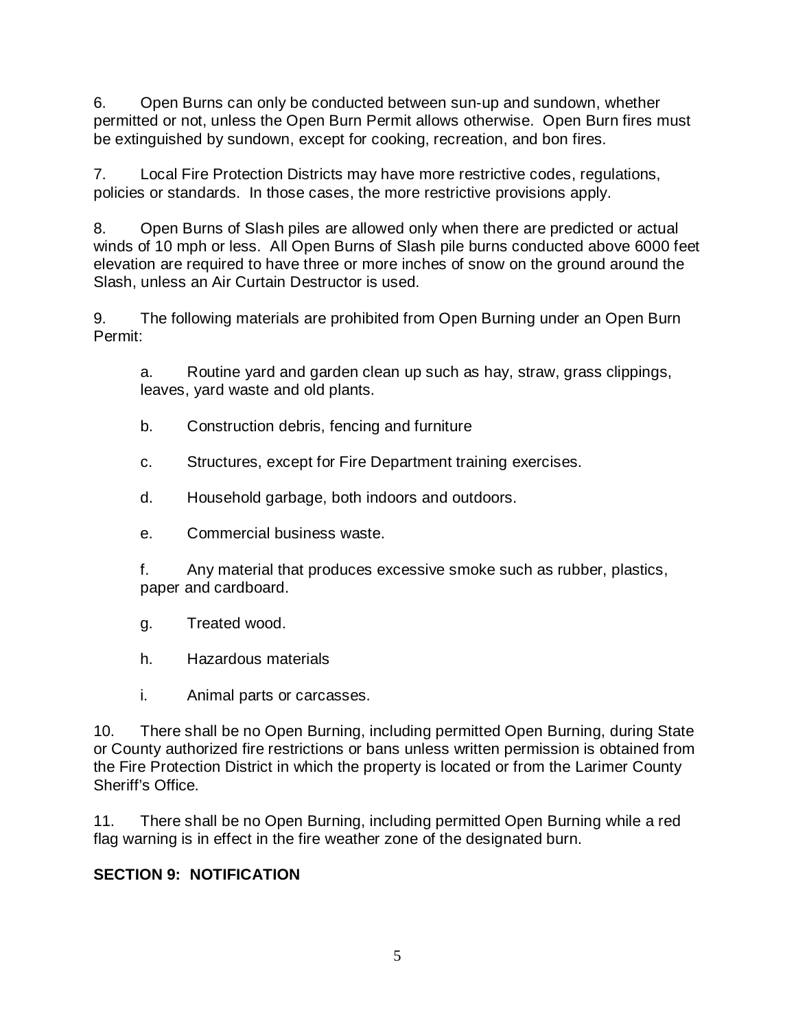6. Open Burns can only be conducted between sun-up and sundown, whether permitted or not, unless the Open Burn Permit allows otherwise. Open Burn fires must be extinguished by sundown, except for cooking, recreation, and bon fires.

7. Local Fire Protection Districts may have more restrictive codes, regulations, policies or standards. In those cases, the more restrictive provisions apply.

8. Open Burns of Slash piles are allowed only when there are predicted or actual winds of 10 mph or less. All Open Burns of Slash pile burns conducted above 6000 feet elevation are required to have three or more inches of snow on the ground around the Slash, unless an Air Curtain Destructor is used.

9. The following materials are prohibited from Open Burning under an Open Burn Permit:

   a. Routine yard and garden clean up such as hay, straw, grass clippings, leaves, yard waste and old plants.

   b. Construction debris, fencing and furniture

   c. Structures, except for Fire Department training exercises.

   d. Household garbage, both indoors and outdoors.

   e. Commercial business waste.

   f. Any material that produces excessive smoke such as rubber, plastics, paper and cardboard.

   g. Treated wood.

   h. Hazardous materials

   i. Animal parts or carcasses.

10. There shall be no Open Burning, including permitted Open Burning, during State or County authorized fire restrictions or bans unless written permission is obtained from the Fire Protection District in which the property is located or from the Larimer County Sheriff's Office.

11. There shall be no Open Burning, including permitted Open Burning while a red flag warning is in effect in the fire weather zone of the designated burn.

## SECTION 9: NOTIFICATION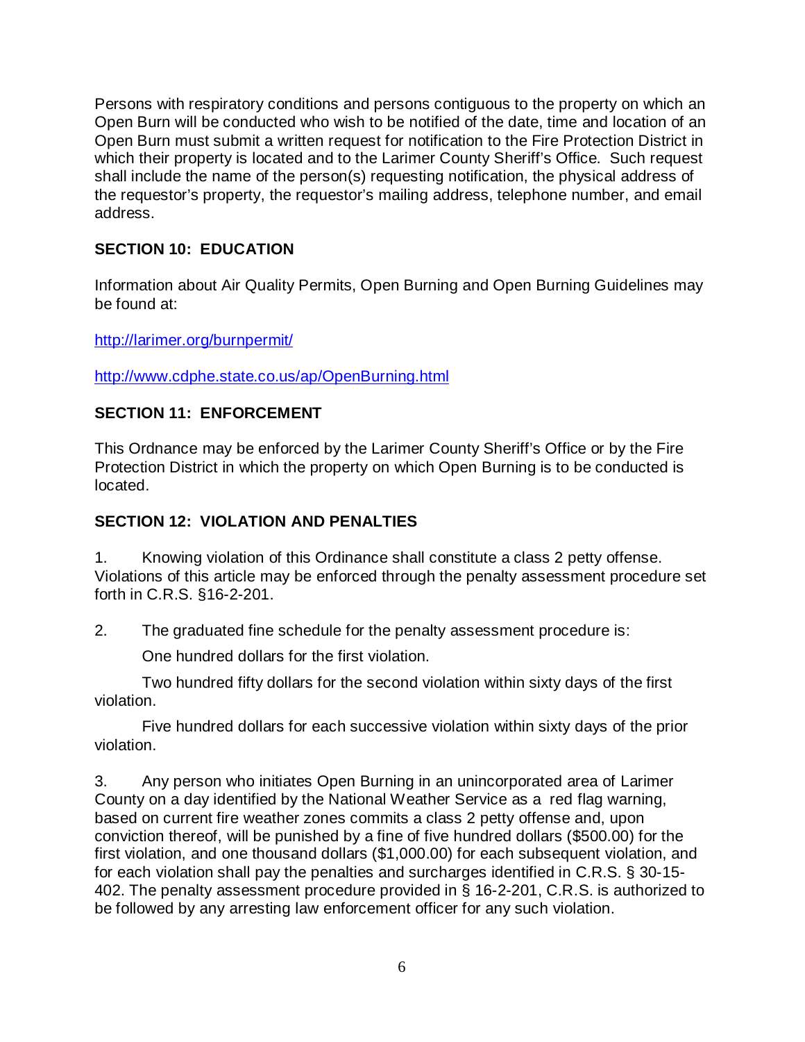Persons with respiratory conditions and persons contiguous to the property on which an Open Burn will be conducted who wish to be notified of the date, time and location of an Open Burn must submit a written request for notification to the Fire Protection District in which their property is located and to the Larimer County Sheriff's Office. Such request shall include the name of the person(s) requesting notification, the physical address of the requestor's property, the requestor's mailing address, telephone number, and email address.

## SECTION 10: EDUCATION

Information about Air Quality Permits, Open Burning and Open Burning Guidelines may be found at:

http://larimer.org/burnpermit/

http://www.cdphe.state.co.us/ap/OpenBurning.html

## SECTION 11: ENFORCEMENT

This Ordnance may be enforced by the Larimer County Sheriff's Office or by the Fire Protection District in which the property on which Open Burning is to be conducted is located.

## SECTION 12: VIOLATION AND PENALTIES

1. Knowing violation of this Ordinance shall constitute a class 2 petty offense. Violations of this article may be enforced through the penalty assessment procedure set forth in C.R.S. §16-2-201.

2. The graduated fine schedule for the penalty assessment procedure is:

   One hundred dollars for the first violation.

   Two hundred fifty dollars for the second violation within sixty days of the first violation.

   Five hundred dollars for each successive violation within sixty days of the prior violation.

3. Any person who initiates Open Burning in an unincorporated area of Larimer County on a day identified by the National Weather Service as a red flag warning, based on current fire weather zones commits a class 2 petty offense and, upon conviction thereof, will be punished by a fine of five hundred dollars ($500.00) for the first violation, and one thousand dollars ($1,000.00) for each subsequent violation, and for each violation shall pay the penalties and surcharges identified in C.R.S. § 30-15-402. The penalty assessment procedure provided in § 16-2-201, C.R.S. is authorized to be followed by any arresting law enforcement officer for any such violation.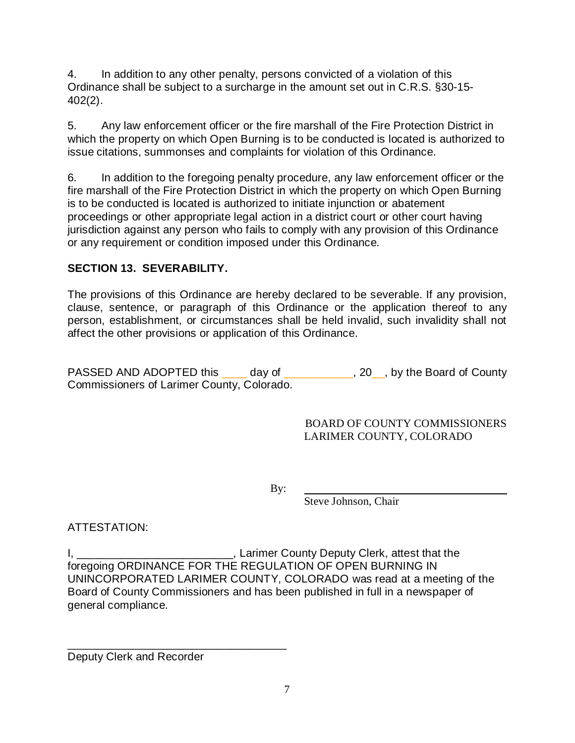4. In addition to any other penalty, persons convicted of a violation of this Ordinance shall be subject to a surcharge in the amount set out in C.R.S. §30-15-402(2).

5. Any law enforcement officer or the fire marshall of the Fire Protection District in which the property on which Open Burning is to be conducted is located is authorized to issue citations, summonses and complaints for violation of this Ordinance.

6. In addition to the foregoing penalty procedure, any law enforcement officer or the fire marshall of the Fire Protection District in which the property on which Open Burning is to be conducted is located is authorized to initiate injunction or abatement proceedings or other appropriate legal action in a district court or other court having jurisdiction against any person who fails to comply with any provision of this Ordinance or any requirement or condition imposed under this Ordinance.

**SECTION 13. SEVERABILITY.**

The provisions of this Ordinance are hereby declared to be severable. If any provision, clause, sentence, or paragraph of this Ordinance or the application thereof to any person, establishment, or circumstances shall be held invalid, such invalidity shall not affect the other provisions or application of this Ordinance.

PASSED AND ADOPTED this ____ day of ___________, 20__, by the Board of County Commissioners of Larimer County, Colorado.

BOARD OF COUNTY COMMISSIONERS
LARIMER COUNTY, COLORADO

By: ________________________________
Steve Johnson, Chair

ATTESTATION:

I, ________________________, Larimer County Deputy Clerk, attest that the foregoing ORDINANCE FOR THE REGULATION OF OPEN BURNING IN UNINCORPORATED LARIMER COUNTY, COLORADO was read at a meeting of the Board of County Commissioners and has been published in full in a newspaper of general compliance.

___________________________________
Deputy Clerk and Recorder